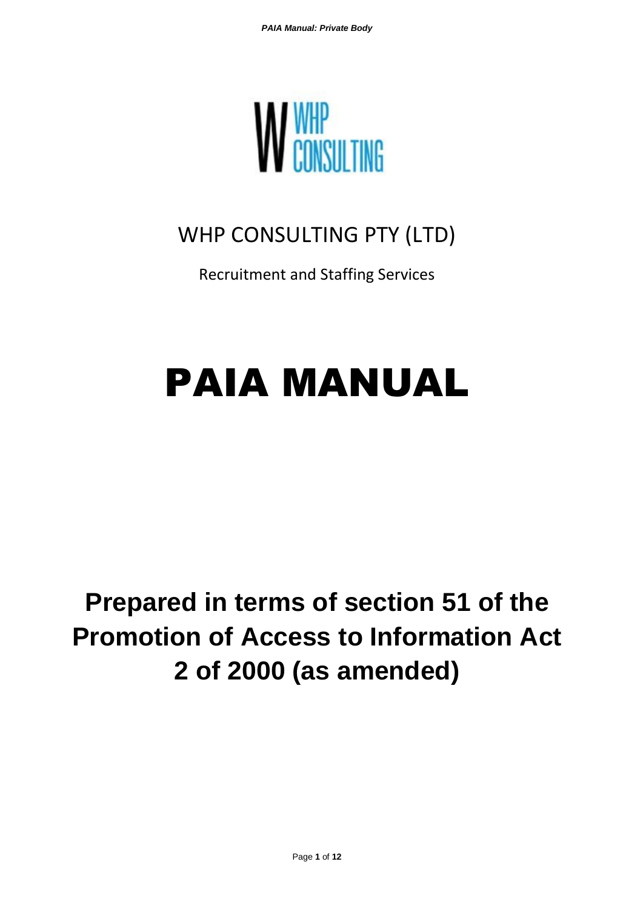WHP CONSULTING

# WHP CONSULTING PTY (LTD)

Recruitment and Staffing Services

# PAIA MANUAL

## Prepared in terms of section 51 of the Promotion of Access to Information Act 2 of 2000 (as amended)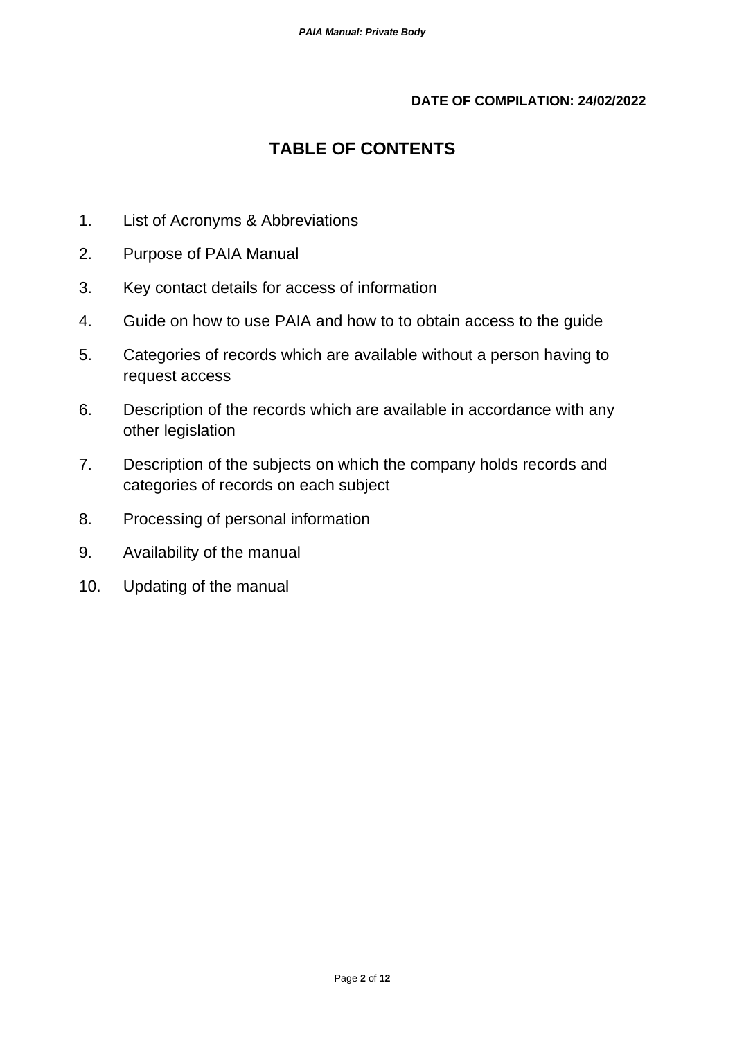**DATE OF COMPILATION: 24/02/2022**

# TABLE OF CONTENTS

1. List of Acronyms & Abbreviations
2. Purpose of PAIA Manual
3. Key contact details for access of information
4. Guide on how to use PAIA and how to to obtain access to the guide
5. Categories of records which are available without a person having to request access
6. Description of the records which are available in accordance with any other legislation
7. Description of the subjects on which the company holds records and categories of records on each subject
8. Processing of personal information
9. Availability of the manual
10. Updating of the manual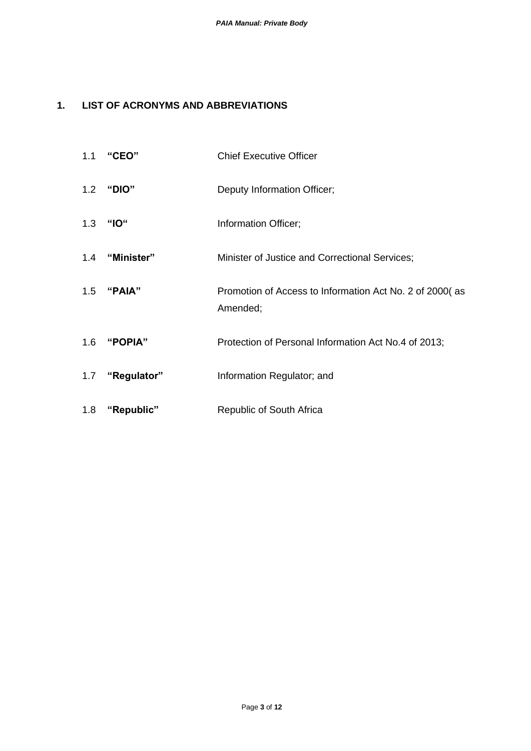## 1. LIST OF ACRONYMS AND ABBREVIATIONS

1.1 **“CEO”** Chief Executive Officer

1.2 **“DIO”** Deputy Information Officer;

1.3 **“IO“** Information Officer;

1.4 **“Minister”** Minister of Justice and Correctional Services;

1.5 **“PAIA”** Promotion of Access to Information Act No. 2 of 2000( as Amended;

1.6 **“POPIA”** Protection of Personal Information Act No.4 of 2013;

1.7 **“Regulator”** Information Regulator; and

1.8 **“Republic”** Republic of South Africa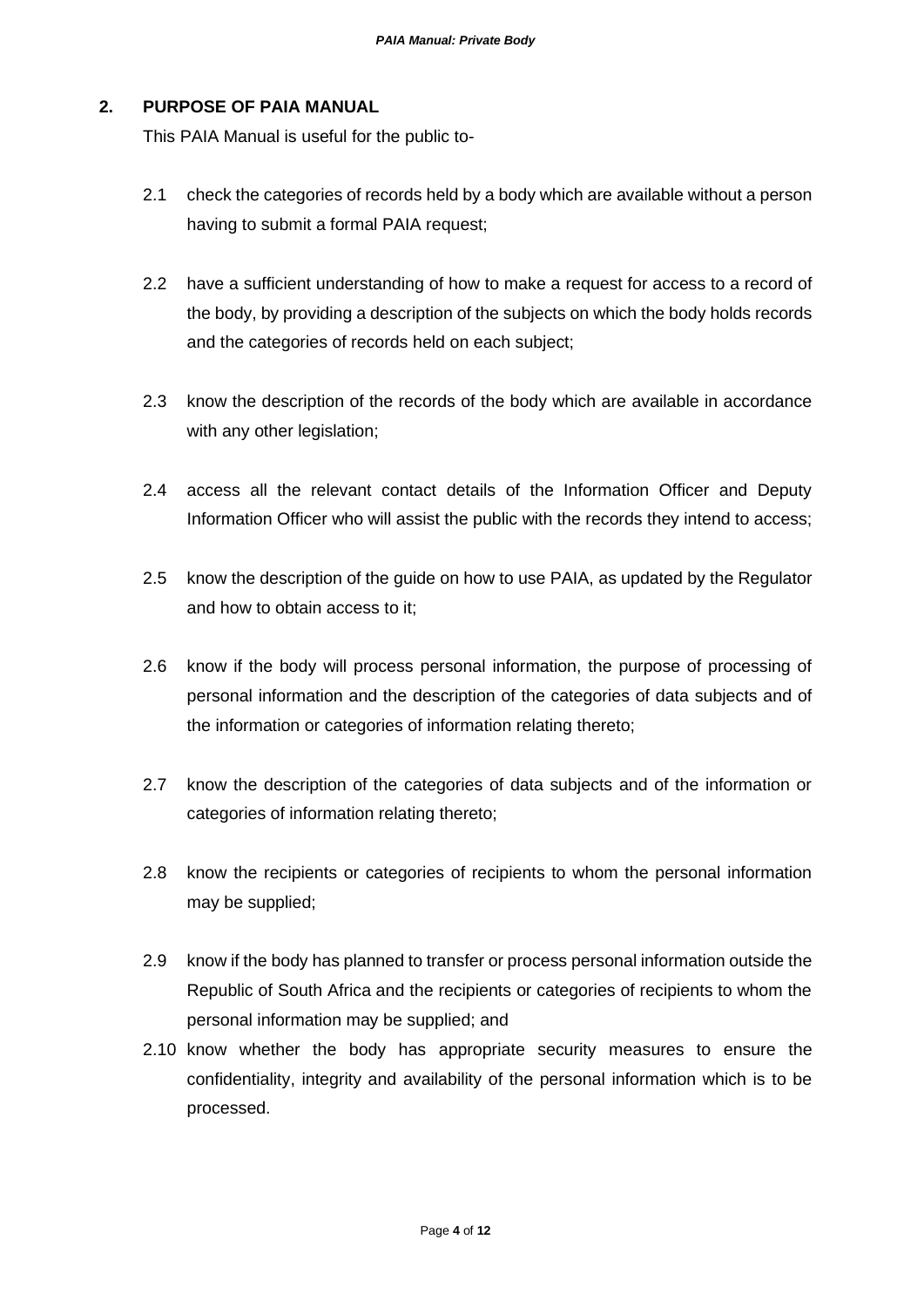## 2. PURPOSE OF PAIA MANUAL

This PAIA Manual is useful for the public to-

2.1 check the categories of records held by a body which are available without a person having to submit a formal PAIA request;

2.2 have a sufficient understanding of how to make a request for access to a record of the body, by providing a description of the subjects on which the body holds records and the categories of records held on each subject;

2.3 know the description of the records of the body which are available in accordance with any other legislation;

2.4 access all the relevant contact details of the Information Officer and Deputy Information Officer who will assist the public with the records they intend to access;

2.5 know the description of the guide on how to use PAIA, as updated by the Regulator and how to obtain access to it;

2.6 know if the body will process personal information, the purpose of processing of personal information and the description of the categories of data subjects and of the information or categories of information relating thereto;

2.7 know the description of the categories of data subjects and of the information or categories of information relating thereto;

2.8 know the recipients or categories of recipients to whom the personal information may be supplied;

2.9 know if the body has planned to transfer or process personal information outside the Republic of South Africa and the recipients or categories of recipients to whom the personal information may be supplied; and

2.10 know whether the body has appropriate security measures to ensure the confidentiality, integrity and availability of the personal information which is to be processed.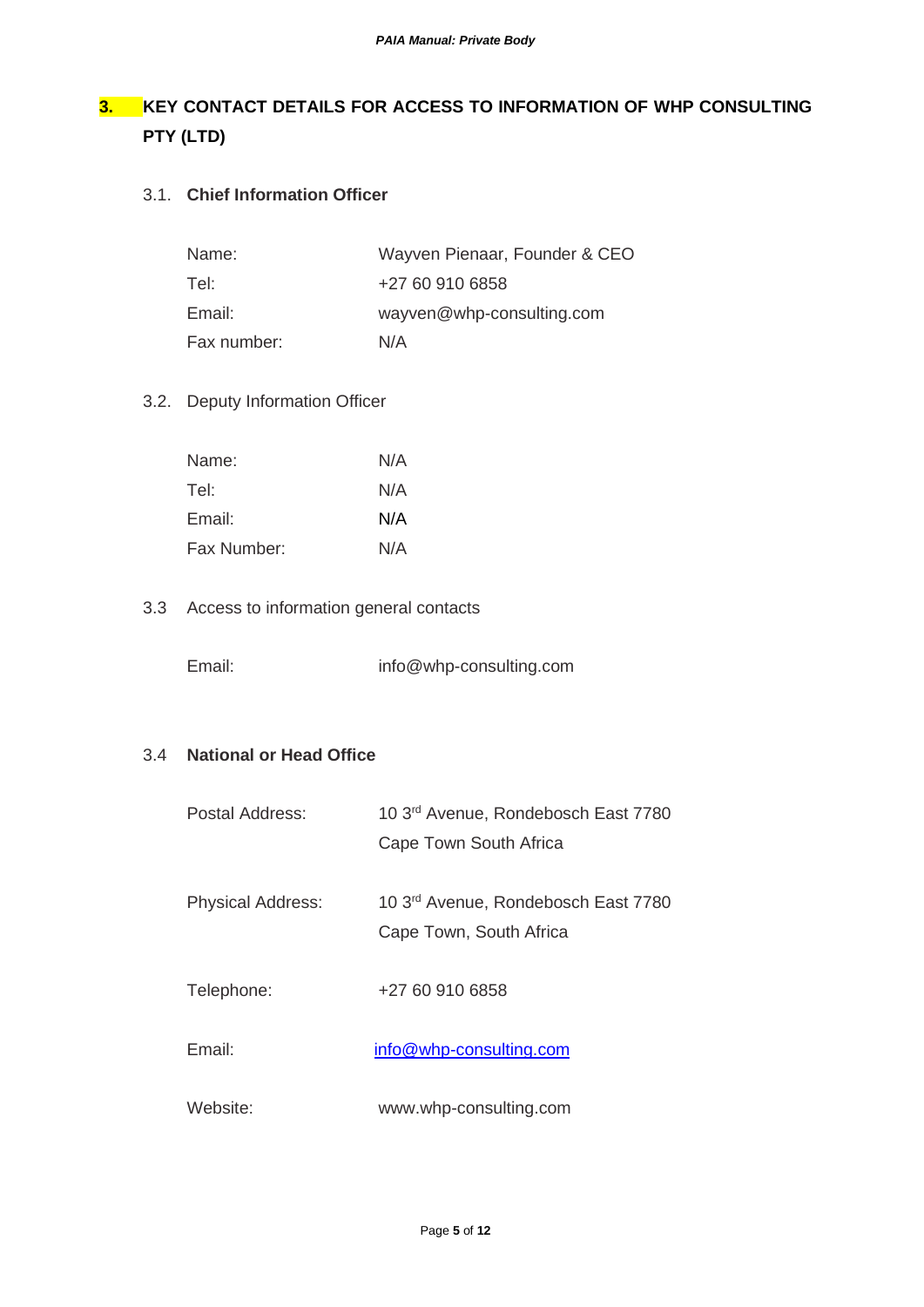## 3. KEY CONTACT DETAILS FOR ACCESS TO INFORMATION OF WHP CONSULTING PTY (LTD)

### 3.1. Chief Information Officer

| | |
|---|---|
| Name: | Wayven Pienaar, Founder & CEO |
| Tel: | +27 60 910 6858 |
| Email: | wayven@whp-consulting.com |
| Fax number: | N/A |

### 3.2. Deputy Information Officer

| | |
|---|---|
| Name: | N/A |
| Tel: | N/A |
| Email: | N/A |
| Fax Number: | N/A |

### 3.3 Access to information general contacts

| | |
|---|---|
| Email: | info@whp-consulting.com |

### 3.4 National or Head Office

| | |
|---|---|
| Postal Address: | 10 3rd Avenue, Rondebosch East 7780 Cape Town South Africa |
| Physical Address: | 10 3rd Avenue, Rondebosch East 7780 Cape Town, South Africa |
| Telephone: | +27 60 910 6858 |
| Email: | info@whp-consulting.com |
| Website: | www.whp-consulting.com |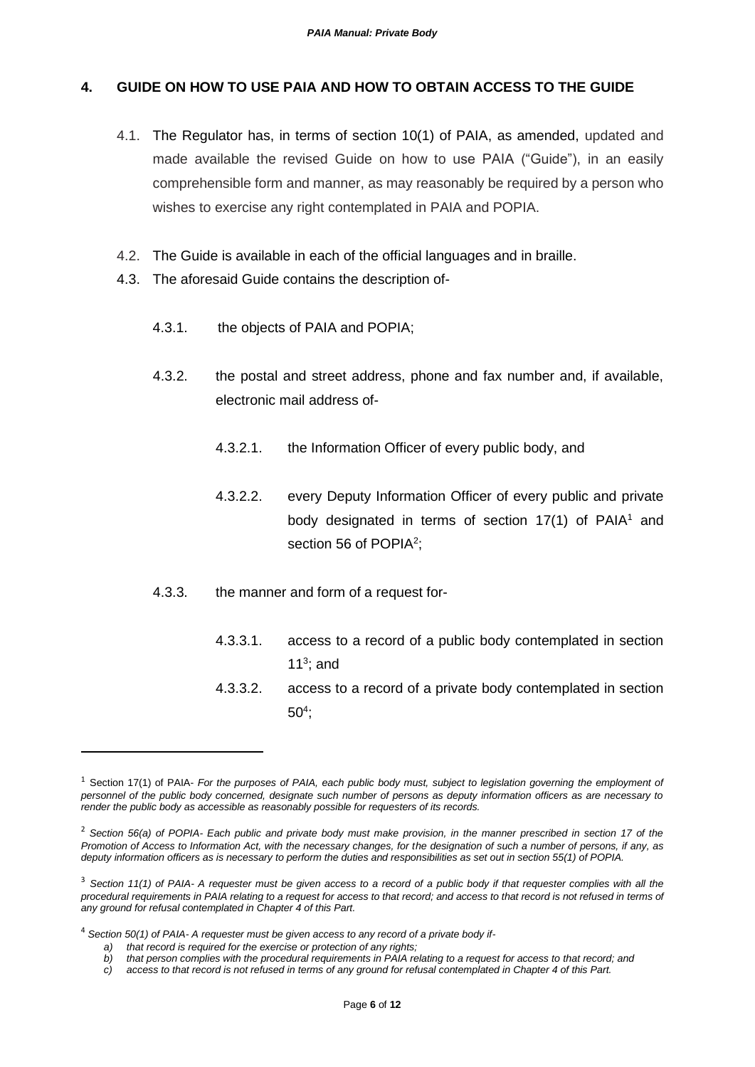## 4. GUIDE ON HOW TO USE PAIA AND HOW TO OBTAIN ACCESS TO THE GUIDE

4.1. The Regulator has, in terms of section 10(1) of PAIA, as amended, updated and made available the revised Guide on how to use PAIA ("Guide"), in an easily comprehensible form and manner, as may reasonably be required by a person who wishes to exercise any right contemplated in PAIA and POPIA.

4.2. The Guide is available in each of the official languages and in braille.

4.3. The aforesaid Guide contains the description of-

4.3.1. the objects of PAIA and POPIA;

4.3.2. the postal and street address, phone and fax number and, if available, electronic mail address of-

4.3.2.1. the Information Officer of every public body, and

4.3.2.2. every Deputy Information Officer of every public and private body designated in terms of section 17(1) of PAIA[1] and section 56 of POPIA[2];

4.3.3. the manner and form of a request for-

4.3.3.1. access to a record of a public body contemplated in section 11[3]; and

4.3.3.2. access to a record of a private body contemplated in section 50[4];

---

[1] Section 17(1) of PAIA- *For the purposes of PAIA, each public body must, subject to legislation governing the employment of personnel of the public body concerned, designate such number of persons as deputy information officers as are necessary to render the public body as accessible as reasonably possible for requesters of its records.*

[2] *Section 56(a) of POPIA- Each public and private body must make provision, in the manner prescribed in section 17 of the Promotion of Access to Information Act, with the necessary changes, for the designation of such a number of persons, if any, as deputy information officers as is necessary to perform the duties and responsibilities as set out in section 55(1) of POPIA.*

[3] *Section 11(1) of PAIA- A requester must be given access to a record of a public body if that requester complies with all the procedural requirements in PAIA relating to a request for access to that record; and access to that record is not refused in terms of any ground for refusal contemplated in Chapter 4 of this Part.*

[4] *Section 50(1) of PAIA- A requester must be given access to any record of a private body if-*

*a) that record is required for the exercise or protection of any rights;*
*b) that person complies with the procedural requirements in PAIA relating to a request for access to that record; and*
*c) access to that record is not refused in terms of any ground for refusal contemplated in Chapter 4 of this Part.*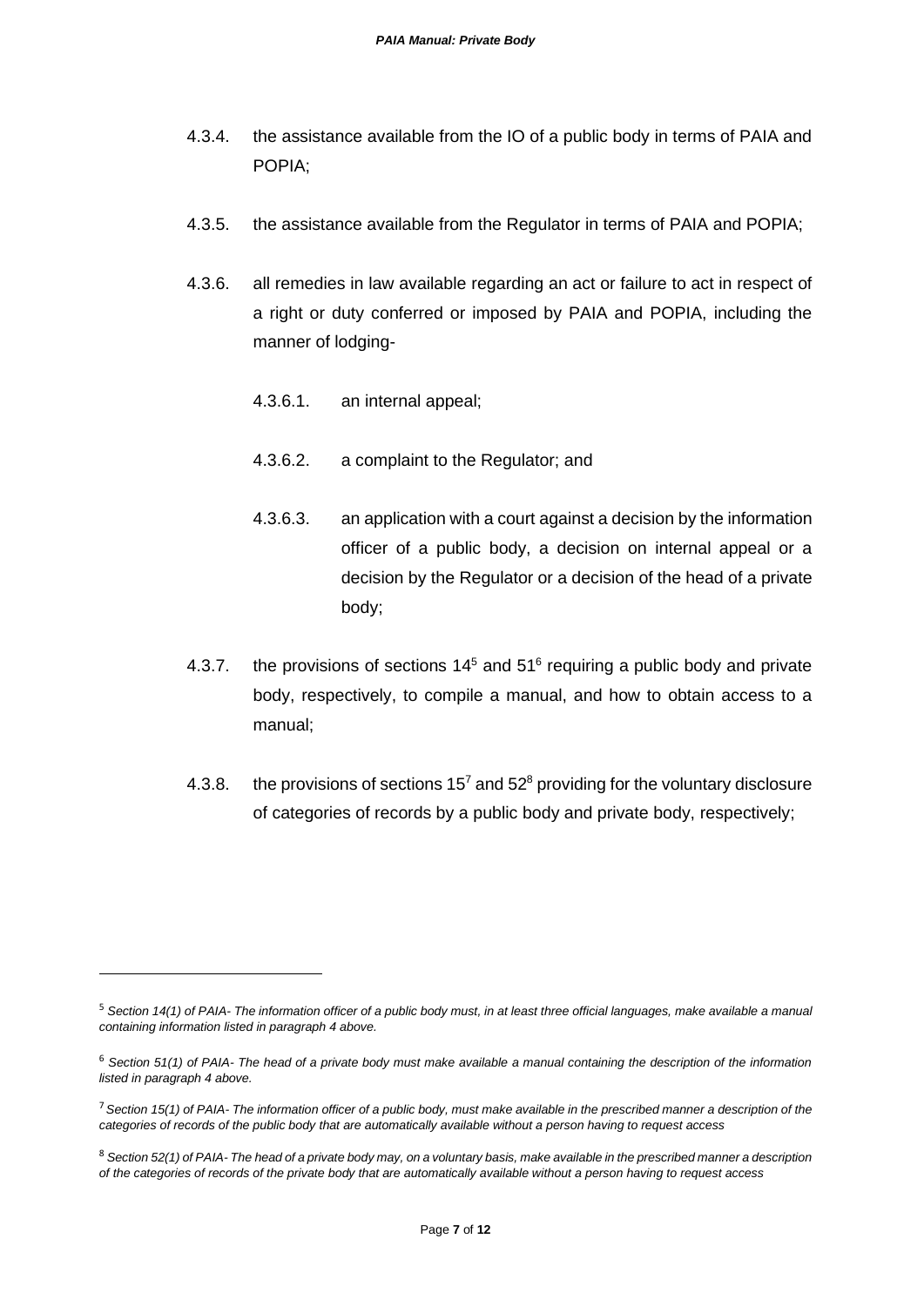4.3.4. the assistance available from the IO of a public body in terms of PAIA and POPIA;

4.3.5. the assistance available from the Regulator in terms of PAIA and POPIA;

4.3.6. all remedies in law available regarding an act or failure to act in respect of a right or duty conferred or imposed by PAIA and POPIA, including the manner of lodging-

   4.3.6.1. an internal appeal;

   4.3.6.2. a complaint to the Regulator; and

   4.3.6.3. an application with a court against a decision by the information officer of a public body, a decision on internal appeal or a decision by the Regulator or a decision of the head of a private body;

4.3.7. the provisions of sections 14[5] and 51[6] requiring a public body and private body, respectively, to compile a manual, and how to obtain access to a manual;

4.3.8. the provisions of sections 15[7] and 52[8] providing for the voluntary disclosure of categories of records by a public body and private body, respectively;

---

[5] *Section 14(1) of PAIA- The information officer of a public body must, in at least three official languages, make available a manual containing information listed in paragraph 4 above.*

[6] *Section 51(1) of PAIA- The head of a private body must make available a manual containing the description of the information listed in paragraph 4 above.*

[7] *Section 15(1) of PAIA- The information officer of a public body, must make available in the prescribed manner a description of the categories of records of the public body that are automatically available without a person having to request access*

[8] *Section 52(1) of PAIA- The head of a private body may, on a voluntary basis, make available in the prescribed manner a description of the categories of records of the private body that are automatically available without a person having to request access*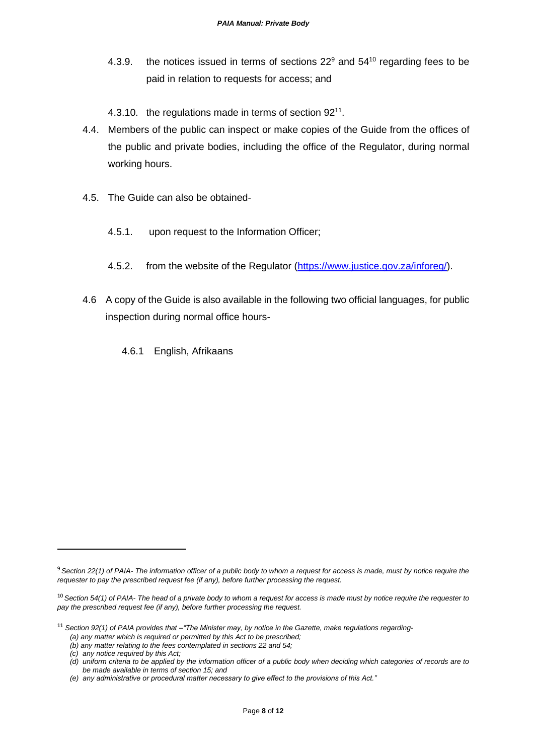4.3.9. the notices issued in terms of sections 22[9] and 54[10] regarding fees to be paid in relation to requests for access; and

4.3.10. the regulations made in terms of section 92[11].

4.4. Members of the public can inspect or make copies of the Guide from the offices of the public and private bodies, including the office of the Regulator, during normal working hours.

4.5. The Guide can also be obtained-

4.5.1. upon request to the Information Officer;

4.5.2. from the website of the Regulator (https://www.justice.gov.za/inforeg/).

4.6 A copy of the Guide is also available in the following two official languages, for public inspection during normal office hours-

4.6.1 English, Afrikaans

---

[9] *Section 22(1) of PAIA- The information officer of a public body to whom a request for access is made, must by notice require the requester to pay the prescribed request fee (if any), before further processing the request.*

[10] *Section 54(1) of PAIA- The head of a private body to whom a request for access is made must by notice require the requester to pay the prescribed request fee (if any), before further processing the request.*

[11] *Section 92(1) of PAIA provides that –"The Minister may, by notice in the Gazette, make regulations regarding-*

*(a) any matter which is required or permitted by this Act to be prescribed;*

*(b) any matter relating to the fees contemplated in sections 22 and 54;*

*(c) any notice required by this Act;*

*(d) uniform criteria to be applied by the information officer of a public body when deciding which categories of records are to be made available in terms of section 15; and*

*(e) any administrative or procedural matter necessary to give effect to the provisions of this Act."*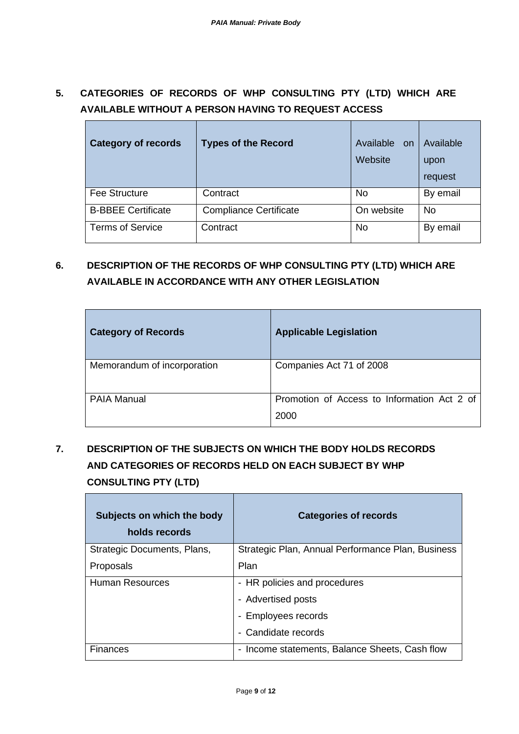## 5. CATEGORIES OF RECORDS OF WHP CONSULTING PTY (LTD) WHICH ARE AVAILABLE WITHOUT A PERSON HAVING TO REQUEST ACCESS

| Category of records | Types of the Record | Available on Website | Available upon request |
|---|---|---|---|
| Fee Structure | Contract | No | By email |
| B-BBEE Certificate | Compliance Certificate | On website | No |
| Terms of Service | Contract | No | By email |

## 6. DESCRIPTION OF THE RECORDS OF WHP CONSULTING PTY (LTD) WHICH ARE AVAILABLE IN ACCORDANCE WITH ANY OTHER LEGISLATION

| Category of Records | Applicable Legislation |
|---|---|
| Memorandum of incorporation | Companies Act 71 of 2008 |
| PAIA Manual | Promotion of Access to Information Act 2 of 2000 |

## 7. DESCRIPTION OF THE SUBJECTS ON WHICH THE BODY HOLDS RECORDS AND CATEGORIES OF RECORDS HELD ON EACH SUBJECT BY WHP CONSULTING PTY (LTD)

| Subjects on which the body holds records | Categories of records |
|---|---|
| Strategic Documents, Plans, Proposals | Strategic Plan, Annual Performance Plan, Business Plan |
| Human Resources | - HR policies and procedures<br>- Advertised posts<br>- Employees records<br>- Candidate records |
| Finances | - Income statements, Balance Sheets, Cash flow |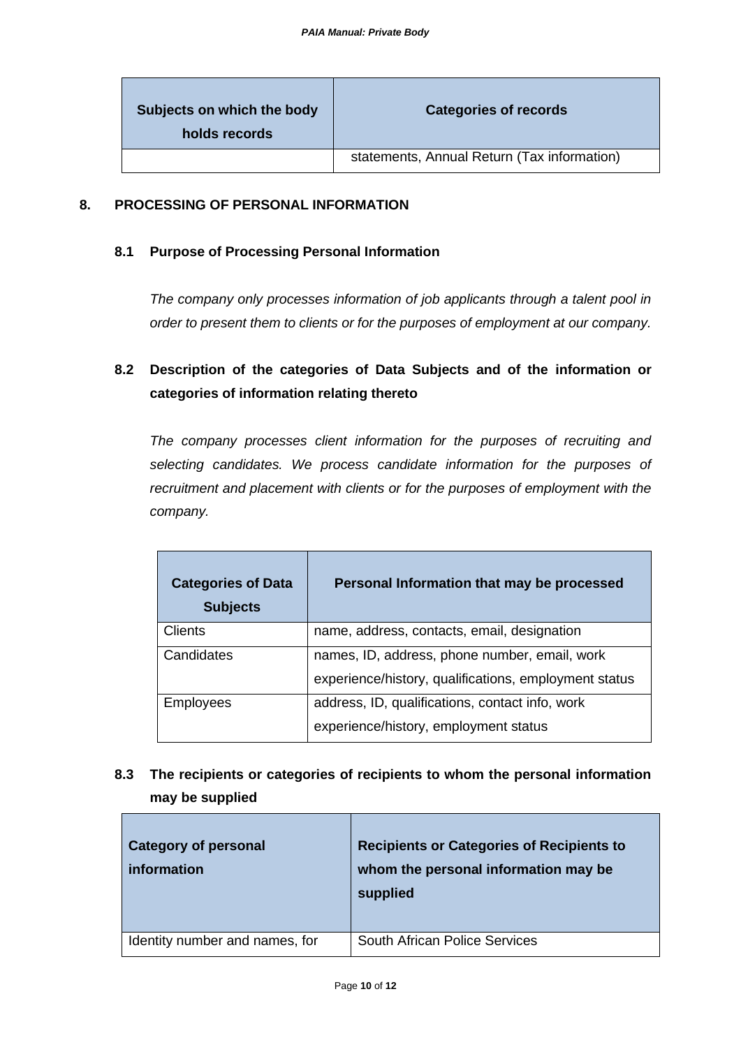| Subjects on which the body holds records | Categories of records |
|---|---|
| | statements, Annual Return (Tax information) |

## 8. PROCESSING OF PERSONAL INFORMATION

### 8.1 Purpose of Processing Personal Information

*The company only processes information of job applicants through a talent pool in order to present them to clients or for the purposes of employment at our company.*

### 8.2 Description of the categories of Data Subjects and of the information or categories of information relating thereto

*The company processes client information for the purposes of recruiting and selecting candidates. We process candidate information for the purposes of recruitment and placement with clients or for the purposes of employment with the company.*

| Categories of Data Subjects | Personal Information that may be processed |
|---|---|
| Clients | name, address, contacts, email, designation |
| Candidates | names, ID, address, phone number, email, work experience/history, qualifications, employment status |
| Employees | address, ID, qualifications, contact info, work experience/history, employment status |

### 8.3 The recipients or categories of recipients to whom the personal information may be supplied

| Category of personal information | Recipients or Categories of Recipients to whom the personal information may be supplied |
|---|---|
| Identity number and names, for | South African Police Services |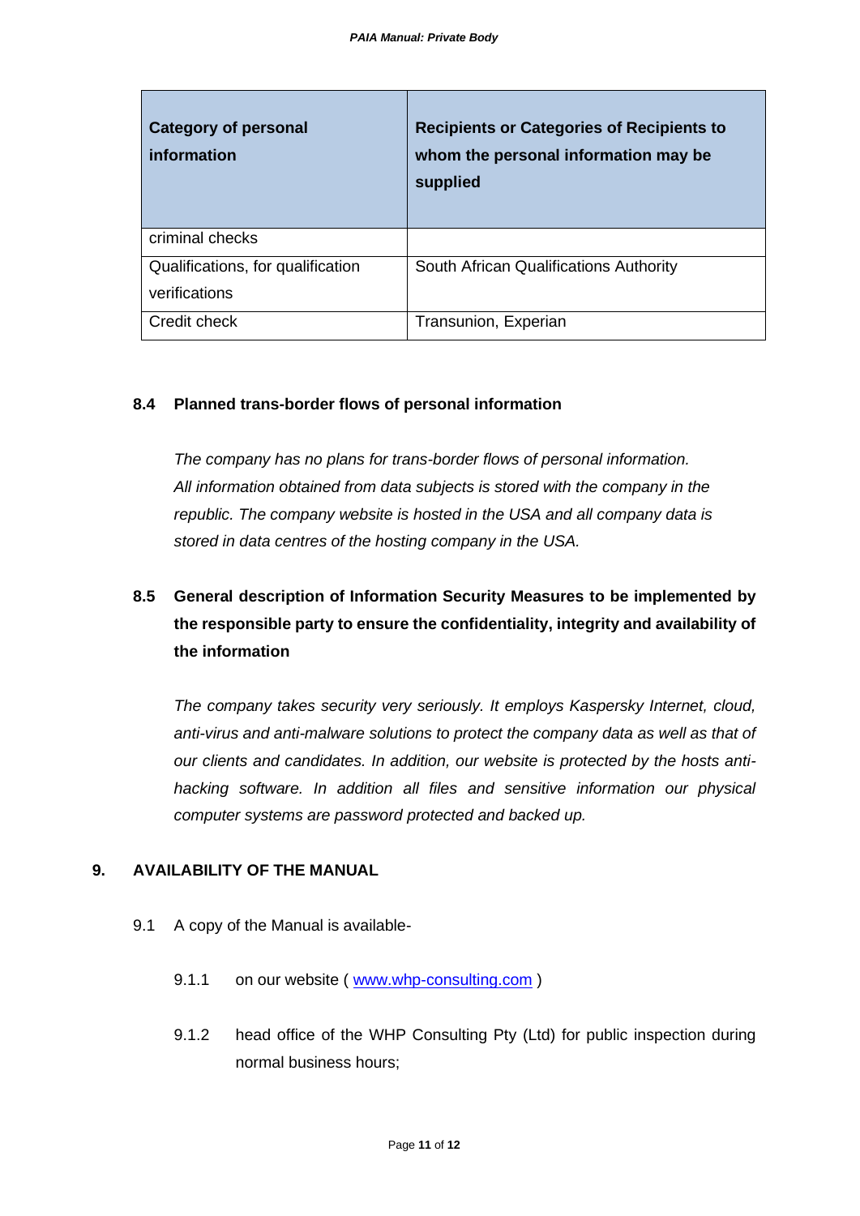| Category of personal information | Recipients or Categories of Recipients to whom the personal information may be supplied |
| --- | --- |
| criminal checks | |
| Qualifications, for qualification verifications | South African Qualifications Authority |
| Credit check | Transunion, Experian |

### 8.4 Planned trans-border flows of personal information

*The company has no plans for trans-border flows of personal information. All information obtained from data subjects is stored with the company in the republic. The company website is hosted in the USA and all company data is stored in data centres of the hosting company in the USA.*

### 8.5 General description of Information Security Measures to be implemented by the responsible party to ensure the confidentiality, integrity and availability of the information

*The company takes security very seriously. It employs Kaspersky Internet, cloud, anti-virus and anti-malware solutions to protect the company data as well as that of our clients and candidates. In addition, our website is protected by the hosts anti-hacking software. In addition all files and sensitive information our physical computer systems are password protected and backed up.*

## 9. AVAILABILITY OF THE MANUAL

9.1 A copy of the Manual is available-

9.1.1 on our website ( www.whp-consulting.com )

9.1.2 head office of the WHP Consulting Pty (Ltd) for public inspection during normal business hours;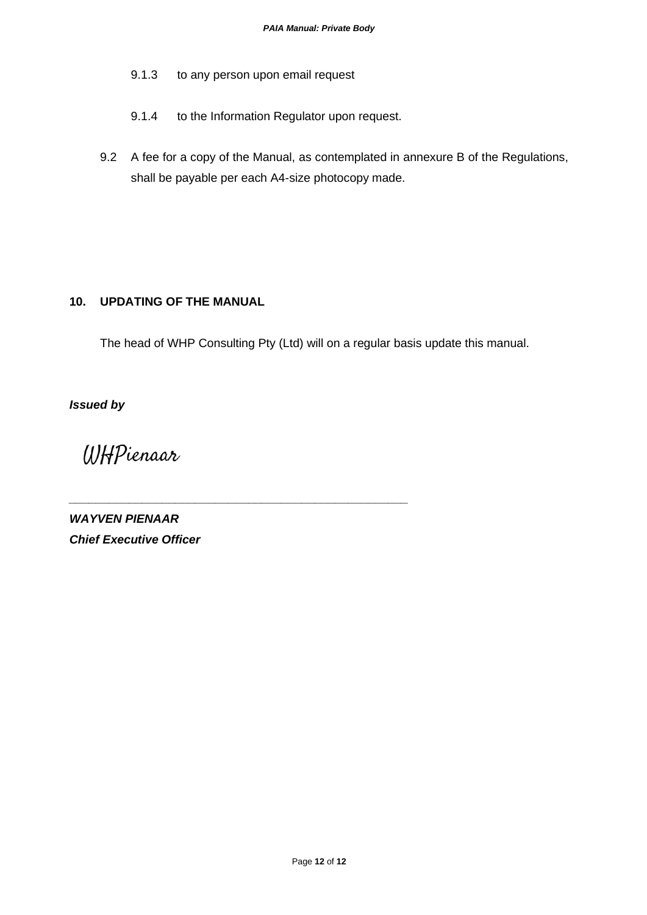9.1.3 to any person upon email request

9.1.4 to the Information Regulator upon request.

9.2 A fee for a copy of the Manual, as contemplated in annexure B of the Regulations, shall be payable per each A4-size photocopy made.

## 10. UPDATING OF THE MANUAL

The head of WHP Consulting Pty (Ltd) will on a regular basis update this manual.

***Issued by***

WHPienaar

_______________________________________________

***WAYVEN PIENAAR***
***Chief Executive Officer***